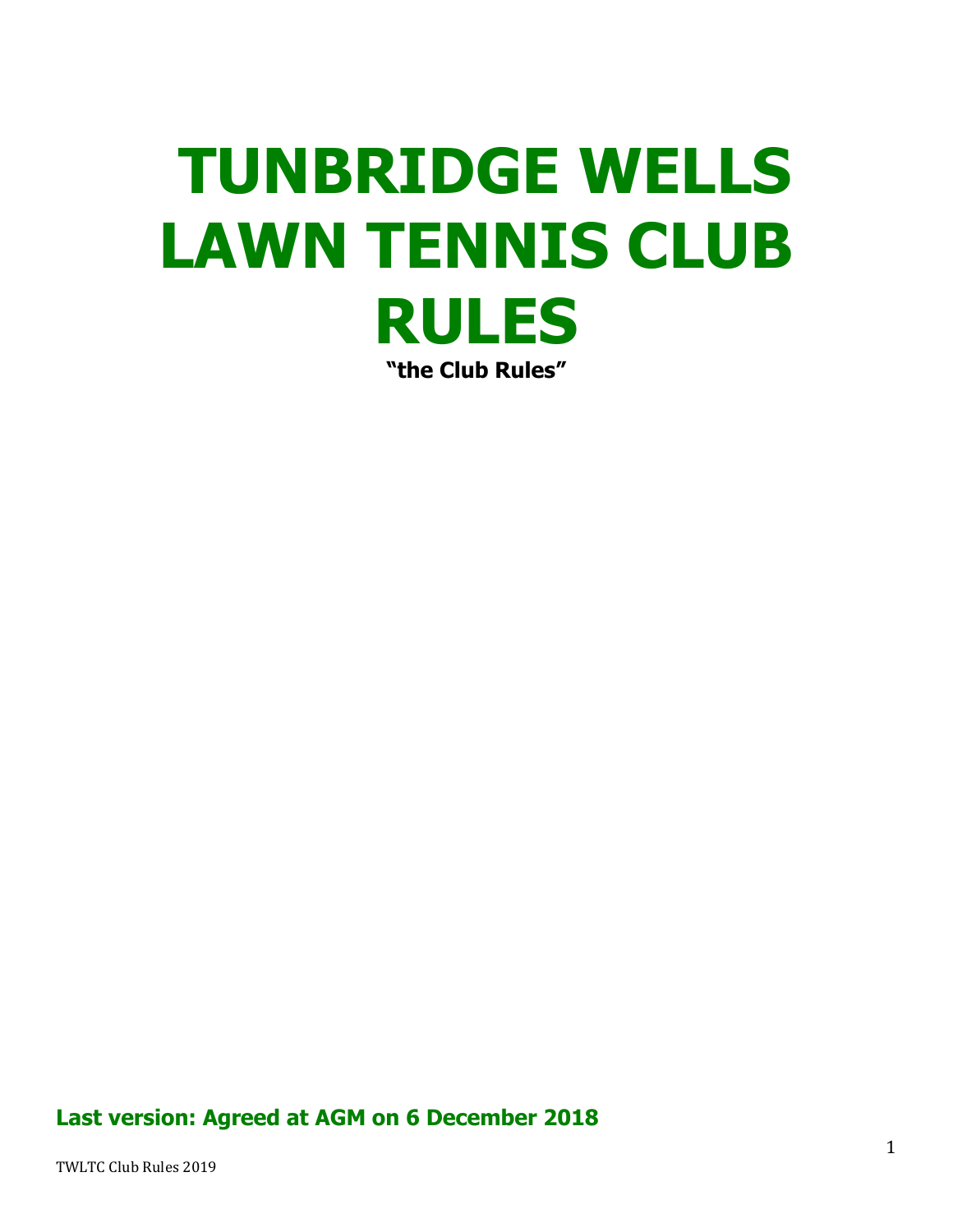# TUNBRIDGE WELLS LAWN TENNIS CLUB RULES

**"the Club Rules"**

**Last version: Agreed at AGM on 6 December 2018**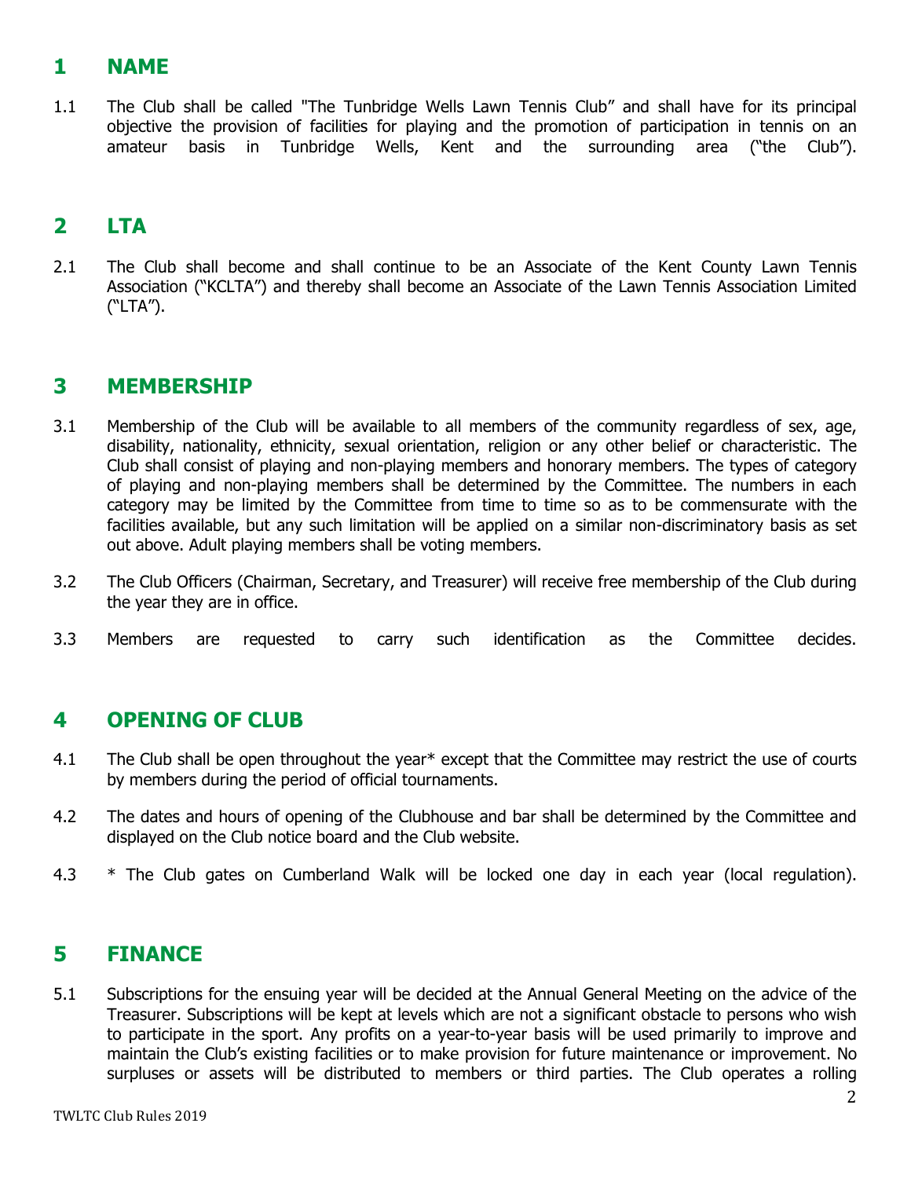## 1 NAME

1.1 The Club shall be called "The Tunbridge Wells Lawn Tennis Club" and shall have for its principal objective the provision of facilities for playing and the promotion of participation in tennis on an amateur basis in Tunbridge Wells, Kent and the surrounding area ("the Club").

## 2 LTA

2.1 The Club shall become and shall continue to be an Associate of the Kent County Lawn Tennis Association ("KCLTA") and thereby shall become an Associate of the Lawn Tennis Association Limited ("LTA").

## 3 MEMBERSHIP

3.1 Membership of the Club will be available to all members of the community regardless of sex, age, disability, nationality, ethnicity, sexual orientation, religion or any other belief or characteristic. The Club shall consist of playing and non-playing members and honorary members. The types of category of playing and non-playing members shall be determined by the Committee. The numbers in each category may be limited by the Committee from time to time so as to be commensurate with the facilities available, but any such limitation will be applied on a similar non-discriminatory basis as set out above. Adult playing members shall be voting members.

3.2 The Club Officers (Chairman, Secretary, and Treasurer) will receive free membership of the Club during the year they are in office.

3.3 Members are requested to carry such identification as the Committee decides.

## 4 OPENING OF CLUB

4.1 The Club shall be open throughout the year* except that the Committee may restrict the use of courts by members during the period of official tournaments.

4.2 The dates and hours of opening of the Clubhouse and bar shall be determined by the Committee and displayed on the Club notice board and the Club website.

4.3 * The Club gates on Cumberland Walk will be locked one day in each year (local regulation).

## 5 FINANCE

5.1 Subscriptions for the ensuing year will be decided at the Annual General Meeting on the advice of the Treasurer. Subscriptions will be kept at levels which are not a significant obstacle to persons who wish to participate in the sport. Any profits on a year-to-year basis will be used primarily to improve and maintain the Club's existing facilities or to make provision for future maintenance or improvement. No surpluses or assets will be distributed to members or third parties. The Club operates a rolling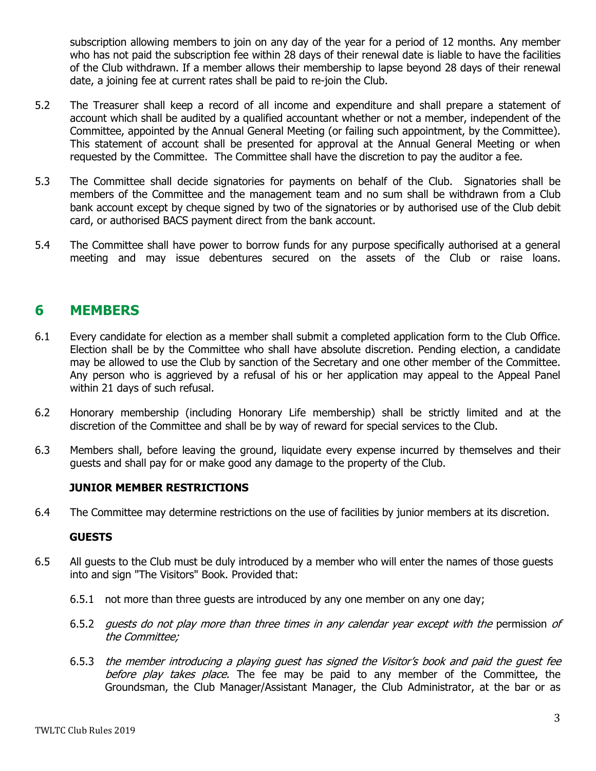subscription allowing members to join on any day of the year for a period of 12 months. Any member who has not paid the subscription fee within 28 days of their renewal date is liable to have the facilities of the Club withdrawn. If a member allows their membership to lapse beyond 28 days of their renewal date, a joining fee at current rates shall be paid to re-join the Club.

5.2 The Treasurer shall keep a record of all income and expenditure and shall prepare a statement of account which shall be audited by a qualified accountant whether or not a member, independent of the Committee, appointed by the Annual General Meeting (or failing such appointment, by the Committee). This statement of account shall be presented for approval at the Annual General Meeting or when requested by the Committee. The Committee shall have the discretion to pay the auditor a fee.

5.3 The Committee shall decide signatories for payments on behalf of the Club. Signatories shall be members of the Committee and the management team and no sum shall be withdrawn from a Club bank account except by cheque signed by two of the signatories or by authorised use of the Club debit card, or authorised BACS payment direct from the bank account.

5.4 The Committee shall have power to borrow funds for any purpose specifically authorised at a general meeting and may issue debentures secured on the assets of the Club or raise loans.

# 6 MEMBERS

6.1 Every candidate for election as a member shall submit a completed application form to the Club Office. Election shall be by the Committee who shall have absolute discretion. Pending election, a candidate may be allowed to use the Club by sanction of the Secretary and one other member of the Committee. Any person who is aggrieved by a refusal of his or her application may appeal to the Appeal Panel within 21 days of such refusal.

6.2 Honorary membership (including Honorary Life membership) shall be strictly limited and at the discretion of the Committee and shall be by way of reward for special services to the Club.

6.3 Members shall, before leaving the ground, liquidate every expense incurred by themselves and their guests and shall pay for or make good any damage to the property of the Club.

**JUNIOR MEMBER RESTRICTIONS**

6.4 The Committee may determine restrictions on the use of facilities by junior members at its discretion.

**GUESTS**

6.5 All guests to the Club must be duly introduced by a member who will enter the names of those guests into and sign "The Visitors" Book. Provided that:

6.5.1 not more than three guests are introduced by any one member on any one day;

6.5.2 *guests do not play more than three times in any calendar year except with the* permission *of the Committee;*

6.5.3 *the member introducing a playing guest has signed the Visitor's book and paid the guest fee before play takes place.* The fee may be paid to any member of the Committee, the Groundsman, the Club Manager/Assistant Manager, the Club Administrator, at the bar or as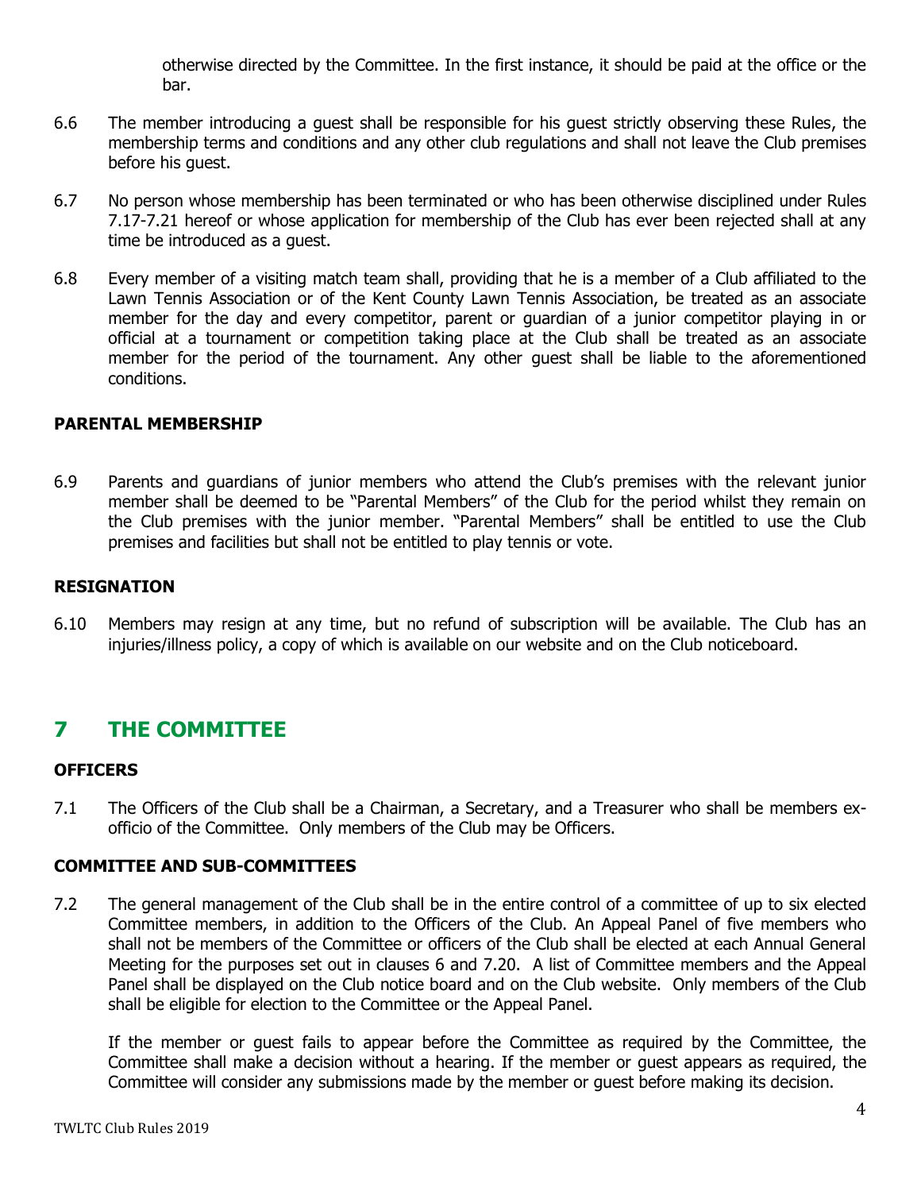otherwise directed by the Committee. In the first instance, it should be paid at the office or the bar.

6.6 The member introducing a guest shall be responsible for his guest strictly observing these Rules, the membership terms and conditions and any other club regulations and shall not leave the Club premises before his guest.

6.7 No person whose membership has been terminated or who has been otherwise disciplined under Rules 7.17-7.21 hereof or whose application for membership of the Club has ever been rejected shall at any time be introduced as a guest.

6.8 Every member of a visiting match team shall, providing that he is a member of a Club affiliated to the Lawn Tennis Association or of the Kent County Lawn Tennis Association, be treated as an associate member for the day and every competitor, parent or guardian of a junior competitor playing in or official at a tournament or competition taking place at the Club shall be treated as an associate member for the period of the tournament. Any other guest shall be liable to the aforementioned conditions.

### PARENTAL MEMBERSHIP

6.9 Parents and guardians of junior members who attend the Club's premises with the relevant junior member shall be deemed to be "Parental Members" of the Club for the period whilst they remain on the Club premises with the junior member. "Parental Members" shall be entitled to use the Club premises and facilities but shall not be entitled to play tennis or vote.

### RESIGNATION

6.10 Members may resign at any time, but no refund of subscription will be available. The Club has an injuries/illness policy, a copy of which is available on our website and on the Club noticeboard.

## 7 THE COMMITTEE

### OFFICERS

7.1 The Officers of the Club shall be a Chairman, a Secretary, and a Treasurer who shall be members ex-officio of the Committee. Only members of the Club may be Officers.

### COMMITTEE AND SUB-COMMITTEES

7.2 The general management of the Club shall be in the entire control of a committee of up to six elected Committee members, in addition to the Officers of the Club. An Appeal Panel of five members who shall not be members of the Committee or officers of the Club shall be elected at each Annual General Meeting for the purposes set out in clauses 6 and 7.20. A list of Committee members and the Appeal Panel shall be displayed on the Club notice board and on the Club website. Only members of the Club shall be eligible for election to the Committee or the Appeal Panel.

If the member or guest fails to appear before the Committee as required by the Committee, the Committee shall make a decision without a hearing. If the member or guest appears as required, the Committee will consider any submissions made by the member or guest before making its decision.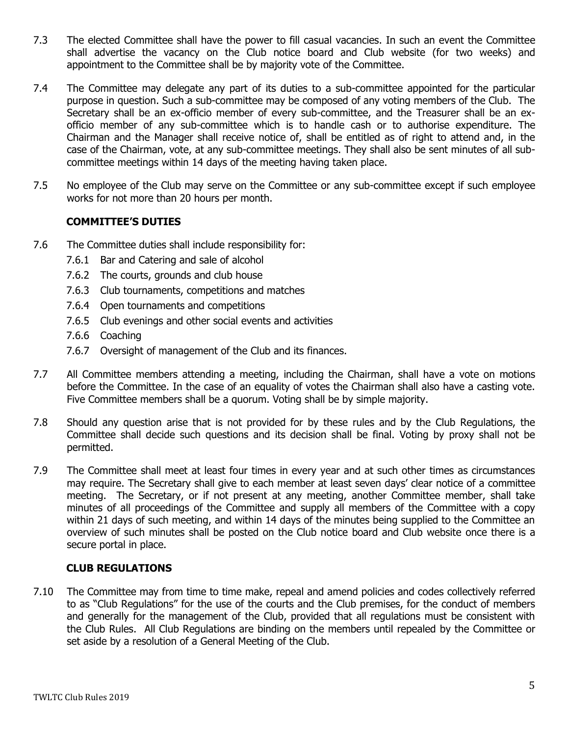7.3 The elected Committee shall have the power to fill casual vacancies. In such an event the Committee shall advertise the vacancy on the Club notice board and Club website (for two weeks) and appointment to the Committee shall be by majority vote of the Committee.

7.4 The Committee may delegate any part of its duties to a sub-committee appointed for the particular purpose in question. Such a sub-committee may be composed of any voting members of the Club. The Secretary shall be an ex-officio member of every sub-committee, and the Treasurer shall be an ex-officio member of any sub-committee which is to handle cash or to authorise expenditure. The Chairman and the Manager shall receive notice of, shall be entitled as of right to attend and, in the case of the Chairman, vote, at any sub-committee meetings. They shall also be sent minutes of all sub-committee meetings within 14 days of the meeting having taken place.

7.5 No employee of the Club may serve on the Committee or any sub-committee except if such employee works for not more than 20 hours per month.

### COMMITTEE'S DUTIES

7.6 The Committee duties shall include responsibility for:

- 7.6.1 Bar and Catering and sale of alcohol
- 7.6.2 The courts, grounds and club house
- 7.6.3 Club tournaments, competitions and matches
- 7.6.4 Open tournaments and competitions
- 7.6.5 Club evenings and other social events and activities
- 7.6.6 Coaching
- 7.6.7 Oversight of management of the Club and its finances.

7.7 All Committee members attending a meeting, including the Chairman, shall have a vote on motions before the Committee. In the case of an equality of votes the Chairman shall also have a casting vote. Five Committee members shall be a quorum. Voting shall be by simple majority.

7.8 Should any question arise that is not provided for by these rules and by the Club Regulations, the Committee shall decide such questions and its decision shall be final. Voting by proxy shall not be permitted.

7.9 The Committee shall meet at least four times in every year and at such other times as circumstances may require. The Secretary shall give to each member at least seven days' clear notice of a committee meeting. The Secretary, or if not present at any meeting, another Committee member, shall take minutes of all proceedings of the Committee and supply all members of the Committee with a copy within 21 days of such meeting, and within 14 days of the minutes being supplied to the Committee an overview of such minutes shall be posted on the Club notice board and Club website once there is a secure portal in place.

### CLUB REGULATIONS

7.10 The Committee may from time to time make, repeal and amend policies and codes collectively referred to as "Club Regulations" for the use of the courts and the Club premises, for the conduct of members and generally for the management of the Club, provided that all regulations must be consistent with the Club Rules. All Club Regulations are binding on the members until repealed by the Committee or set aside by a resolution of a General Meeting of the Club.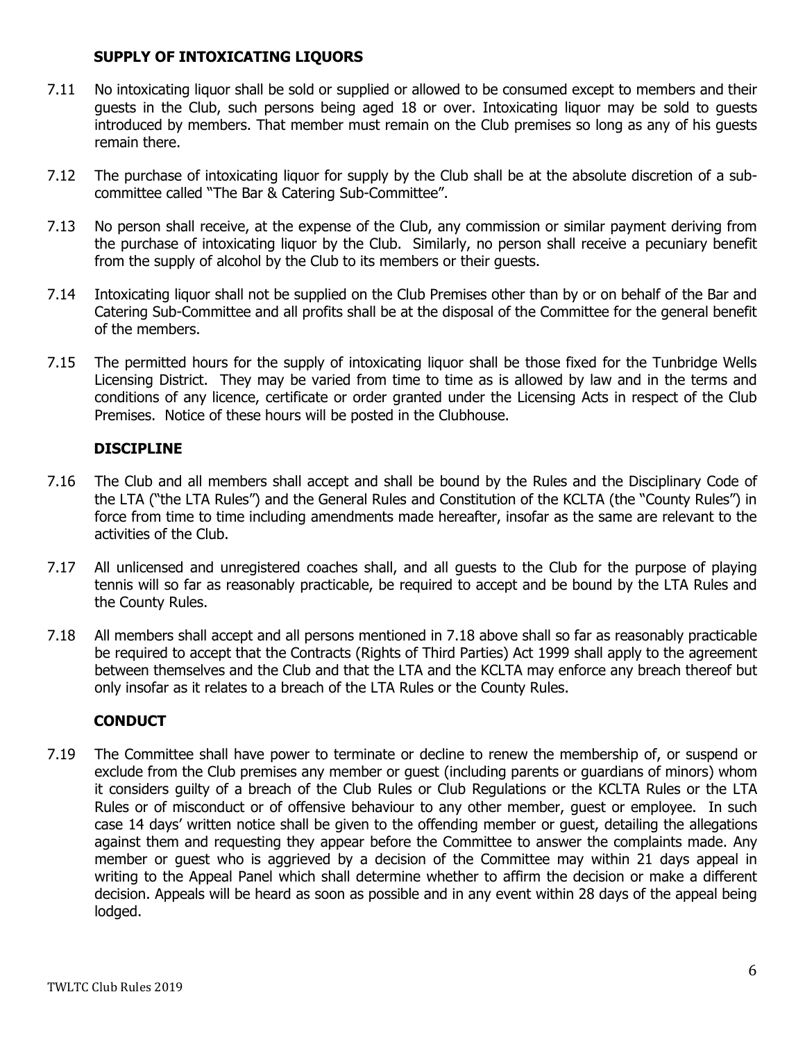### SUPPLY OF INTOXICATING LIQUORS

7.11 No intoxicating liquor shall be sold or supplied or allowed to be consumed except to members and their guests in the Club, such persons being aged 18 or over. Intoxicating liquor may be sold to guests introduced by members. That member must remain on the Club premises so long as any of his guests remain there.

7.12 The purchase of intoxicating liquor for supply by the Club shall be at the absolute discretion of a sub-committee called "The Bar & Catering Sub-Committee".

7.13 No person shall receive, at the expense of the Club, any commission or similar payment deriving from the purchase of intoxicating liquor by the Club. Similarly, no person shall receive a pecuniary benefit from the supply of alcohol by the Club to its members or their guests.

7.14 Intoxicating liquor shall not be supplied on the Club Premises other than by or on behalf of the Bar and Catering Sub-Committee and all profits shall be at the disposal of the Committee for the general benefit of the members.

7.15 The permitted hours for the supply of intoxicating liquor shall be those fixed for the Tunbridge Wells Licensing District. They may be varied from time to time as is allowed by law and in the terms and conditions of any licence, certificate or order granted under the Licensing Acts in respect of the Club Premises. Notice of these hours will be posted in the Clubhouse.

### DISCIPLINE

7.16 The Club and all members shall accept and shall be bound by the Rules and the Disciplinary Code of the LTA ("the LTA Rules") and the General Rules and Constitution of the KCLTA (the "County Rules") in force from time to time including amendments made hereafter, insofar as the same are relevant to the activities of the Club.

7.17 All unlicensed and unregistered coaches shall, and all guests to the Club for the purpose of playing tennis will so far as reasonably practicable, be required to accept and be bound by the LTA Rules and the County Rules.

7.18 All members shall accept and all persons mentioned in 7.18 above shall so far as reasonably practicable be required to accept that the Contracts (Rights of Third Parties) Act 1999 shall apply to the agreement between themselves and the Club and that the LTA and the KCLTA may enforce any breach thereof but only insofar as it relates to a breach of the LTA Rules or the County Rules.

### CONDUCT

7.19 The Committee shall have power to terminate or decline to renew the membership of, or suspend or exclude from the Club premises any member or guest (including parents or guardians of minors) whom it considers guilty of a breach of the Club Rules or Club Regulations or the KCLTA Rules or the LTA Rules or of misconduct or of offensive behaviour to any other member, guest or employee. In such case 14 days' written notice shall be given to the offending member or guest, detailing the allegations against them and requesting they appear before the Committee to answer the complaints made. Any member or guest who is aggrieved by a decision of the Committee may within 21 days appeal in writing to the Appeal Panel which shall determine whether to affirm the decision or make a different decision. Appeals will be heard as soon as possible and in any event within 28 days of the appeal being lodged.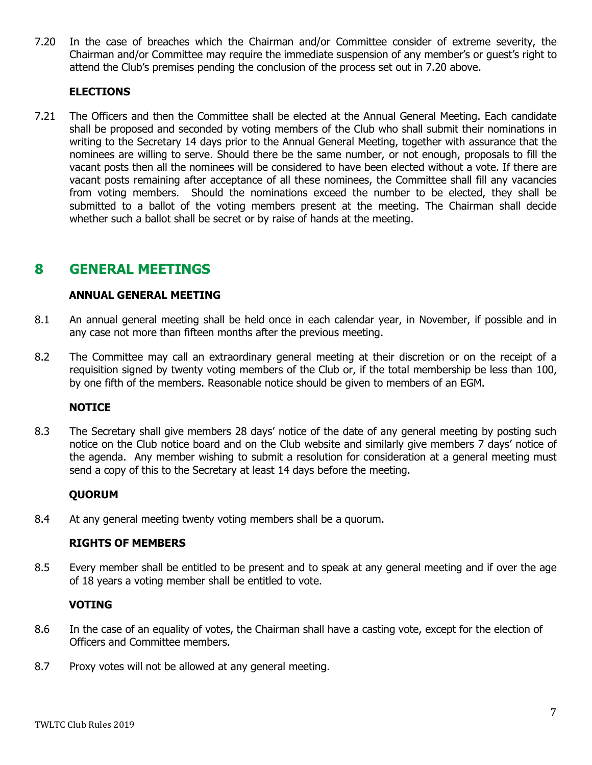7.20 In the case of breaches which the Chairman and/or Committee consider of extreme severity, the Chairman and/or Committee may require the immediate suspension of any member's or guest's right to attend the Club's premises pending the conclusion of the process set out in 7.20 above.

**ELECTIONS**

7.21 The Officers and then the Committee shall be elected at the Annual General Meeting. Each candidate shall be proposed and seconded by voting members of the Club who shall submit their nominations in writing to the Secretary 14 days prior to the Annual General Meeting, together with assurance that the nominees are willing to serve. Should there be the same number, or not enough, proposals to fill the vacant posts then all the nominees will be considered to have been elected without a vote. If there are vacant posts remaining after acceptance of all these nominees, the Committee shall fill any vacancies from voting members. Should the nominations exceed the number to be elected, they shall be submitted to a ballot of the voting members present at the meeting. The Chairman shall decide whether such a ballot shall be secret or by raise of hands at the meeting.

## 8 GENERAL MEETINGS

**ANNUAL GENERAL MEETING**

8.1 An annual general meeting shall be held once in each calendar year, in November, if possible and in any case not more than fifteen months after the previous meeting.

8.2 The Committee may call an extraordinary general meeting at their discretion or on the receipt of a requisition signed by twenty voting members of the Club or, if the total membership be less than 100, by one fifth of the members. Reasonable notice should be given to members of an EGM.

**NOTICE**

8.3 The Secretary shall give members 28 days' notice of the date of any general meeting by posting such notice on the Club notice board and on the Club website and similarly give members 7 days' notice of the agenda. Any member wishing to submit a resolution for consideration at a general meeting must send a copy of this to the Secretary at least 14 days before the meeting.

**QUORUM**

8.4 At any general meeting twenty voting members shall be a quorum.

**RIGHTS OF MEMBERS**

8.5 Every member shall be entitled to be present and to speak at any general meeting and if over the age of 18 years a voting member shall be entitled to vote.

**VOTING**

8.6 In the case of an equality of votes, the Chairman shall have a casting vote, except for the election of Officers and Committee members.

8.7 Proxy votes will not be allowed at any general meeting.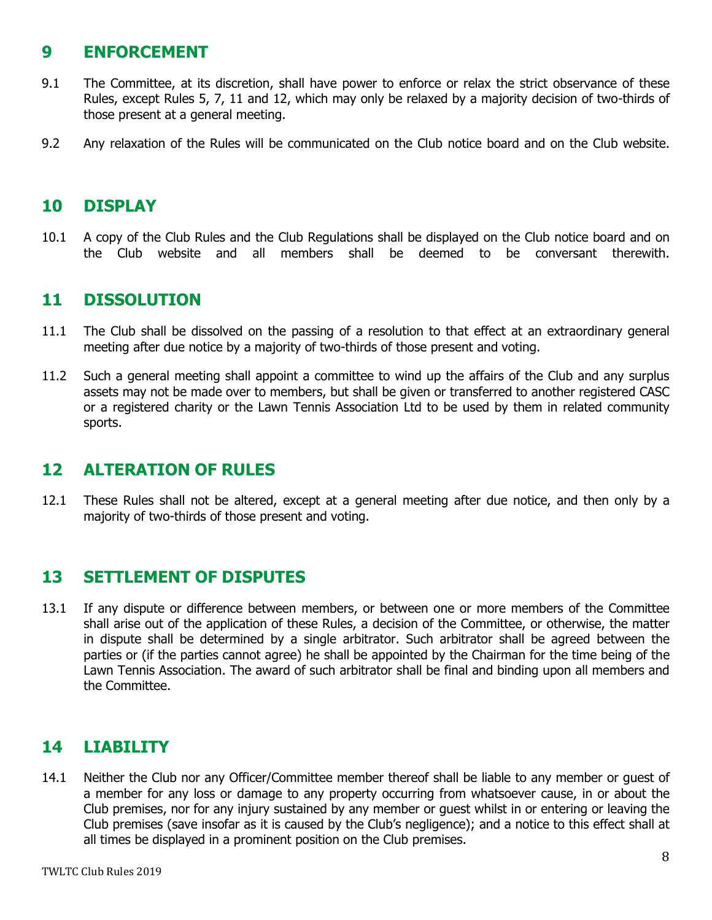## 9 ENFORCEMENT

9.1 The Committee, at its discretion, shall have power to enforce or relax the strict observance of these Rules, except Rules 5, 7, 11 and 12, which may only be relaxed by a majority decision of two-thirds of those present at a general meeting.

9.2 Any relaxation of the Rules will be communicated on the Club notice board and on the Club website.

## 10 DISPLAY

10.1 A copy of the Club Rules and the Club Regulations shall be displayed on the Club notice board and on the Club website and all members shall be deemed to be conversant therewith.

## 11 DISSOLUTION

11.1 The Club shall be dissolved on the passing of a resolution to that effect at an extraordinary general meeting after due notice by a majority of two-thirds of those present and voting.

11.2 Such a general meeting shall appoint a committee to wind up the affairs of the Club and any surplus assets may not be made over to members, but shall be given or transferred to another registered CASC or a registered charity or the Lawn Tennis Association Ltd to be used by them in related community sports.

## 12 ALTERATION OF RULES

12.1 These Rules shall not be altered, except at a general meeting after due notice, and then only by a majority of two-thirds of those present and voting.

## 13 SETTLEMENT OF DISPUTES

13.1 If any dispute or difference between members, or between one or more members of the Committee shall arise out of the application of these Rules, a decision of the Committee, or otherwise, the matter in dispute shall be determined by a single arbitrator. Such arbitrator shall be agreed between the parties or (if the parties cannot agree) he shall be appointed by the Chairman for the time being of the Lawn Tennis Association. The award of such arbitrator shall be final and binding upon all members and the Committee.

## 14 LIABILITY

14.1 Neither the Club nor any Officer/Committee member thereof shall be liable to any member or guest of a member for any loss or damage to any property occurring from whatsoever cause, in or about the Club premises, nor for any injury sustained by any member or guest whilst in or entering or leaving the Club premises (save insofar as it is caused by the Club's negligence); and a notice to this effect shall at all times be displayed in a prominent position on the Club premises.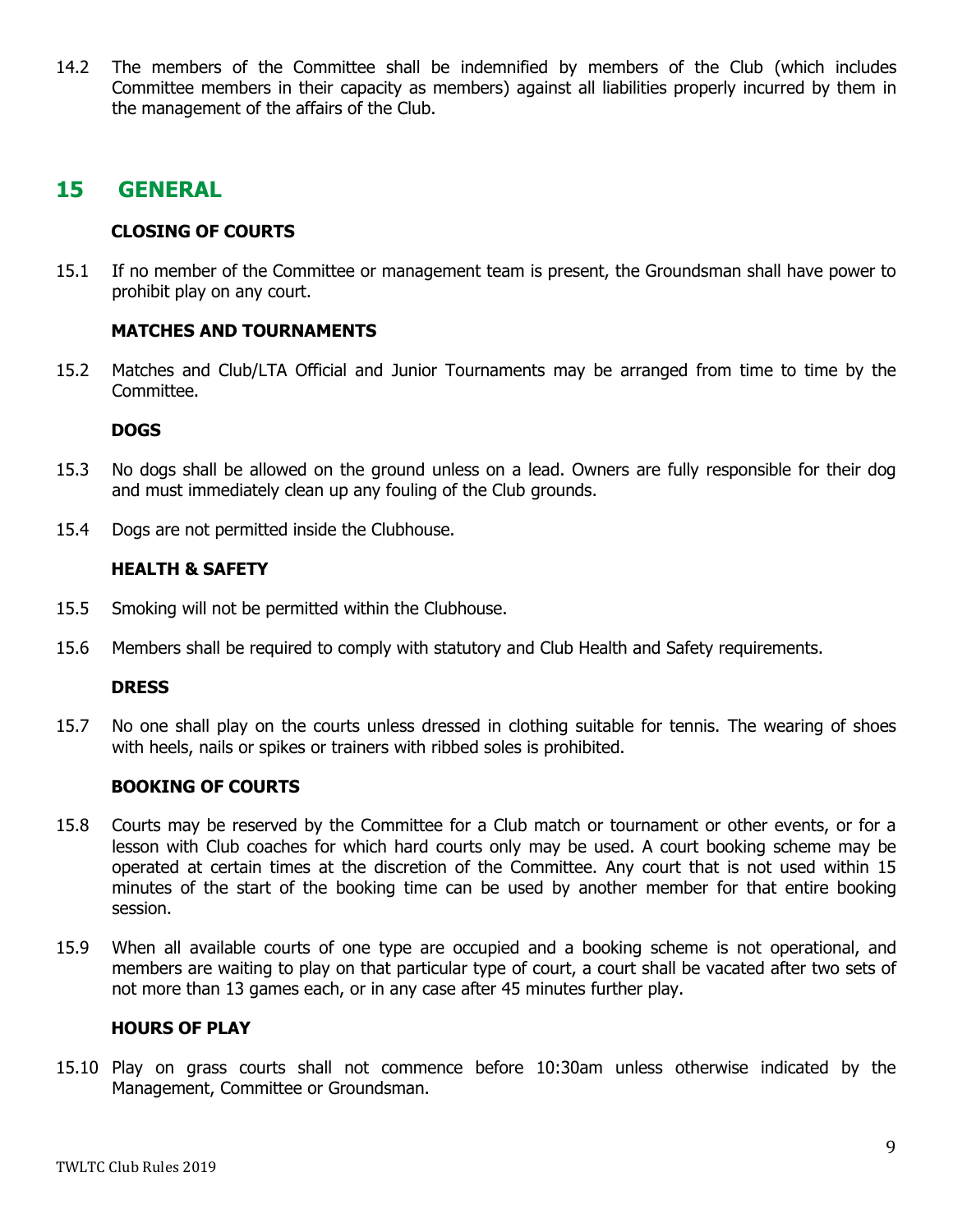14.2 The members of the Committee shall be indemnified by members of the Club (which includes Committee members in their capacity as members) against all liabilities properly incurred by them in the management of the affairs of the Club.

## 15 GENERAL

**CLOSING OF COURTS**

15.1 If no member of the Committee or management team is present, the Groundsman shall have power to prohibit play on any court.

**MATCHES AND TOURNAMENTS**

15.2 Matches and Club/LTA Official and Junior Tournaments may be arranged from time to time by the Committee.

**DOGS**

15.3 No dogs shall be allowed on the ground unless on a lead. Owners are fully responsible for their dog and must immediately clean up any fouling of the Club grounds.

15.4 Dogs are not permitted inside the Clubhouse.

**HEALTH & SAFETY**

15.5 Smoking will not be permitted within the Clubhouse.

15.6 Members shall be required to comply with statutory and Club Health and Safety requirements.

**DRESS**

15.7 No one shall play on the courts unless dressed in clothing suitable for tennis. The wearing of shoes with heels, nails or spikes or trainers with ribbed soles is prohibited.

**BOOKING OF COURTS**

15.8 Courts may be reserved by the Committee for a Club match or tournament or other events, or for a lesson with Club coaches for which hard courts only may be used. A court booking scheme may be operated at certain times at the discretion of the Committee. Any court that is not used within 15 minutes of the start of the booking time can be used by another member for that entire booking session.

15.9 When all available courts of one type are occupied and a booking scheme is not operational, and members are waiting to play on that particular type of court, a court shall be vacated after two sets of not more than 13 games each, or in any case after 45 minutes further play.

**HOURS OF PLAY**

15.10 Play on grass courts shall not commence before 10:30am unless otherwise indicated by the Management, Committee or Groundsman.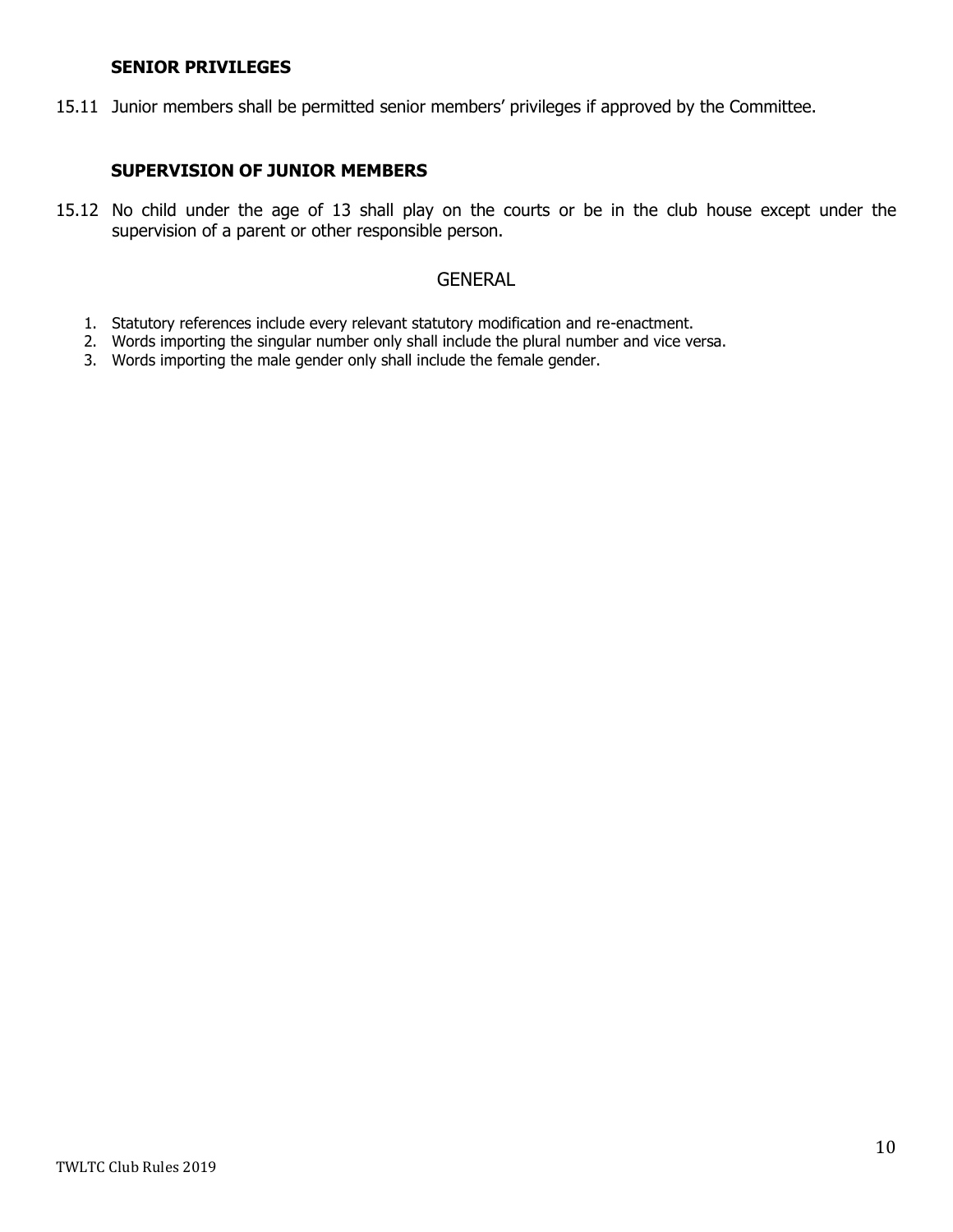**SENIOR PRIVILEGES**

15.11 Junior members shall be permitted senior members' privileges if approved by the Committee.

**SUPERVISION OF JUNIOR MEMBERS**

15.12 No child under the age of 13 shall play on the courts or be in the club house except under the supervision of a parent or other responsible person.

## GENERAL

1. Statutory references include every relevant statutory modification and re-enactment.
2. Words importing the singular number only shall include the plural number and vice versa.
3. Words importing the male gender only shall include the female gender.